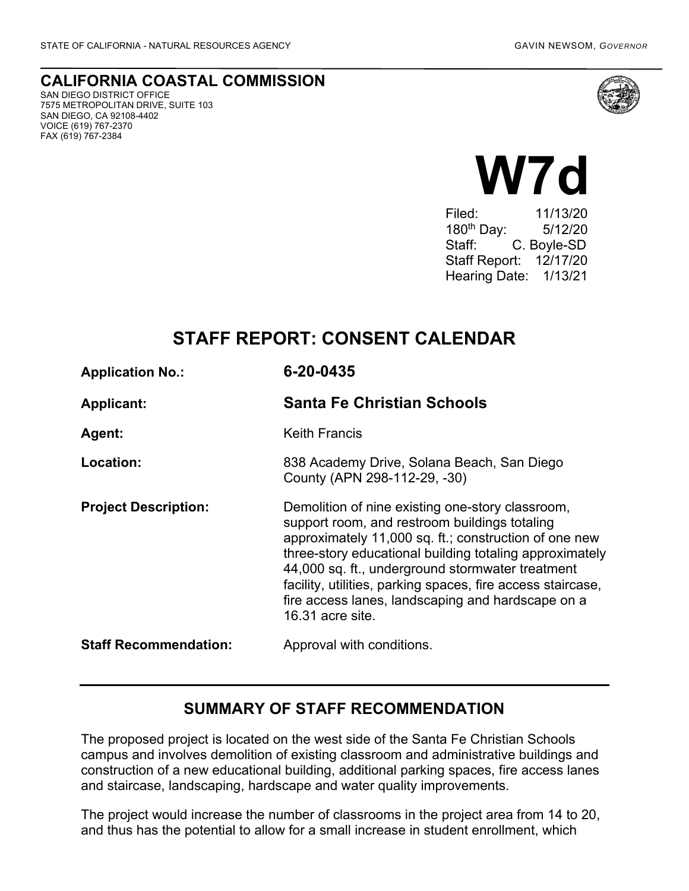STATE OF CALIFORNIA - NATURAL RESOURCES AGENCY GAVIN NEWSOM, *GOVERNOR*

**CALIFORNIA COASTAL COMMISSION**
SAN DIEGO DISTRICT OFFICE
7575 METROPOLITAN DRIVE, SUITE 103
SAN DIEGO, CA 92108-4402
VOICE (619) 767-2370
FAX (619) 767-2384

# W7d

Filed: 11/13/20
180th Day: 5/12/20
Staff: C. Boyle-SD
Staff Report: 12/17/20
Hearing Date: 1/13/21

## STAFF REPORT: CONSENT CALENDAR

**Application No.:** **6-20-0435**

**Applicant:** **Santa Fe Christian Schools**

**Agent:** Keith Francis

**Location:** 838 Academy Drive, Solana Beach, San Diego County (APN 298-112-29, -30)

**Project Description:** Demolition of nine existing one-story classroom, support room, and restroom buildings totaling approximately 11,000 sq. ft.; construction of one new three-story educational building totaling approximately 44,000 sq. ft., underground stormwater treatment facility, utilities, parking spaces, fire access staircase, fire access lanes, landscaping and hardscape on a 16.31 acre site.

**Staff Recommendation:** Approval with conditions.

## SUMMARY OF STAFF RECOMMENDATION

The proposed project is located on the west side of the Santa Fe Christian Schools campus and involves demolition of existing classroom and administrative buildings and construction of a new educational building, additional parking spaces, fire access lanes and staircase, landscaping, hardscape and water quality improvements.

The project would increase the number of classrooms in the project area from 14 to 20, and thus has the potential to allow for a small increase in student enrollment, which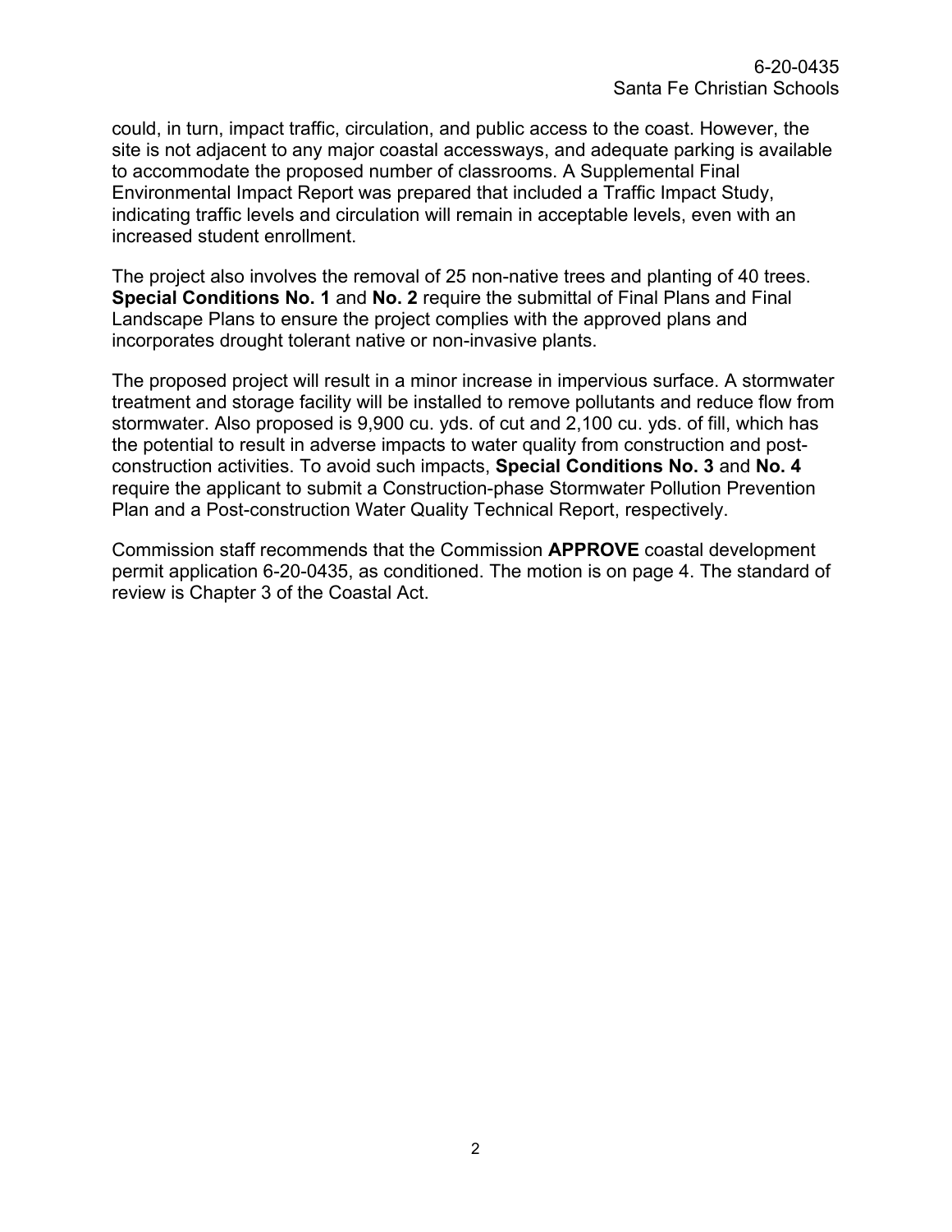could, in turn, impact traffic, circulation, and public access to the coast. However, the site is not adjacent to any major coastal accessways, and adequate parking is available to accommodate the proposed number of classrooms. A Supplemental Final Environmental Impact Report was prepared that included a Traffic Impact Study, indicating traffic levels and circulation will remain in acceptable levels, even with an increased student enrollment.

The project also involves the removal of 25 non-native trees and planting of 40 trees. **Special Conditions No. 1** and **No. 2** require the submittal of Final Plans and Final Landscape Plans to ensure the project complies with the approved plans and incorporates drought tolerant native or non-invasive plants.

The proposed project will result in a minor increase in impervious surface. A stormwater treatment and storage facility will be installed to remove pollutants and reduce flow from stormwater. Also proposed is 9,900 cu. yds. of cut and 2,100 cu. yds. of fill, which has the potential to result in adverse impacts to water quality from construction and post-construction activities. To avoid such impacts, **Special Conditions No. 3** and **No. 4** require the applicant to submit a Construction-phase Stormwater Pollution Prevention Plan and a Post-construction Water Quality Technical Report, respectively.

Commission staff recommends that the Commission **APPROVE** coastal development permit application 6-20-0435, as conditioned. The motion is on page 4. The standard of review is Chapter 3 of the Coastal Act.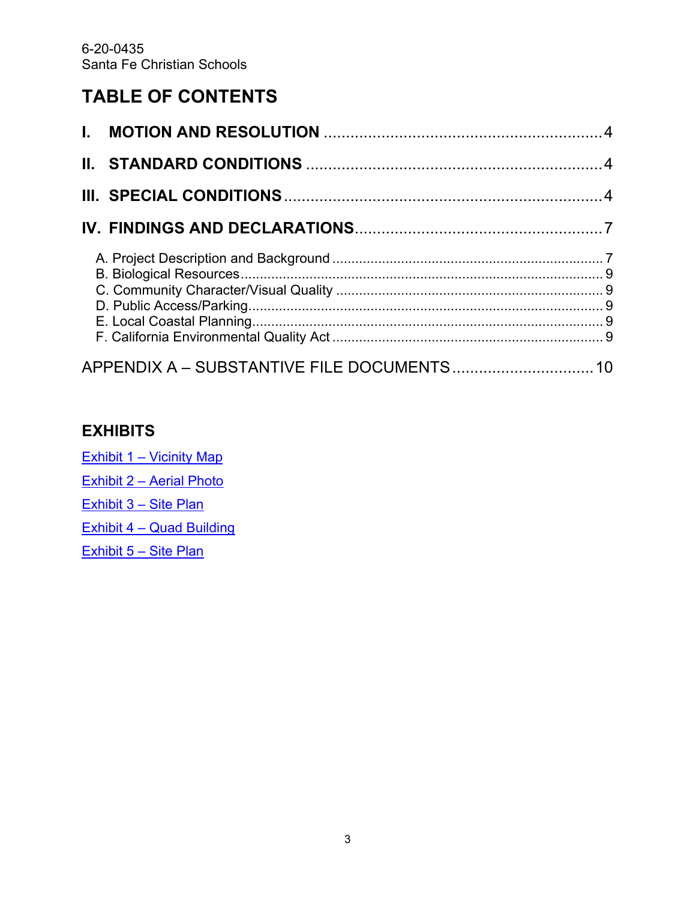6-20-0435
Santa Fe Christian Schools

# TABLE OF CONTENTS

**I. MOTION AND RESOLUTION** ........................................ 4

**II. STANDARD CONDITIONS** ........................................ 4

**III. SPECIAL CONDITIONS** ........................................ 4

**IV. FINDINGS AND DECLARATIONS** ........................................ 7

A. Project Description and Background ........................................ 7
B. Biological Resources ........................................ 9
C. Community Character/Visual Quality ........................................ 9
D. Public Access/Parking ........................................ 9
E. Local Coastal Planning ........................................ 9
F. California Environmental Quality Act ........................................ 9

APPENDIX A – SUBSTANTIVE FILE DOCUMENTS ........................................ 10

## EXHIBITS

Exhibit 1 – Vicinity Map

Exhibit 2 – Aerial Photo

Exhibit 3 – Site Plan

Exhibit 4 – Quad Building

Exhibit 5 – Site Plan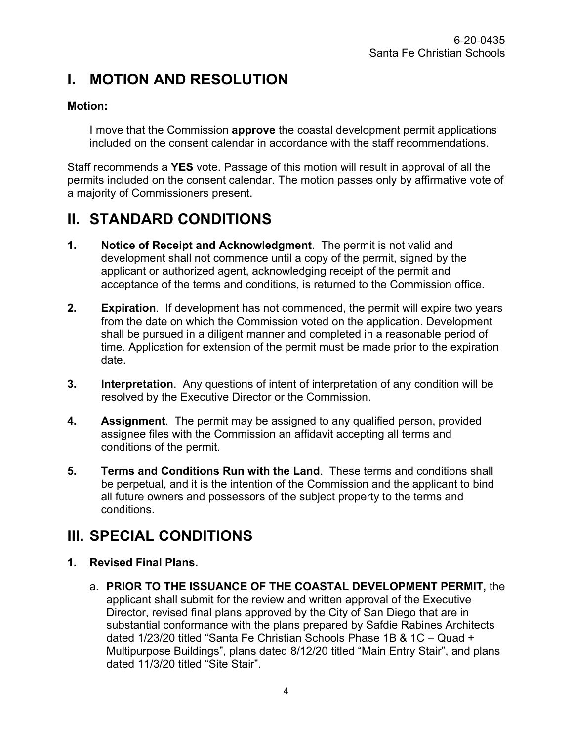# I. MOTION AND RESOLUTION

**Motion:**

I move that the Commission **approve** the coastal development permit applications included on the consent calendar in accordance with the staff recommendations.

Staff recommends a **YES** vote. Passage of this motion will result in approval of all the permits included on the consent calendar. The motion passes only by affirmative vote of a majority of Commissioners present.

# II. STANDARD CONDITIONS

1. **Notice of Receipt and Acknowledgment**. The permit is not valid and development shall not commence until a copy of the permit, signed by the applicant or authorized agent, acknowledging receipt of the permit and acceptance of the terms and conditions, is returned to the Commission office.
2. **Expiration**. If development has not commenced, the permit will expire two years from the date on which the Commission voted on the application. Development shall be pursued in a diligent manner and completed in a reasonable period of time. Application for extension of the permit must be made prior to the expiration date.
3. **Interpretation**. Any questions of intent of interpretation of any condition will be resolved by the Executive Director or the Commission.
4. **Assignment**. The permit may be assigned to any qualified person, provided assignee files with the Commission an affidavit accepting all terms and conditions of the permit.
5. **Terms and Conditions Run with the Land**. These terms and conditions shall be perpetual, and it is the intention of the Commission and the applicant to bind all future owners and possessors of the subject property to the terms and conditions.

# III. SPECIAL CONDITIONS

**1. Revised Final Plans.**

a. **PRIOR TO THE ISSUANCE OF THE COASTAL DEVELOPMENT PERMIT,** the applicant shall submit for the review and written approval of the Executive Director, revised final plans approved by the City of San Diego that are in substantial conformance with the plans prepared by Safdie Rabines Architects dated 1/23/20 titled "Santa Fe Christian Schools Phase 1B & 1C – Quad + Multipurpose Buildings", plans dated 8/12/20 titled "Main Entry Stair", and plans dated 11/3/20 titled "Site Stair".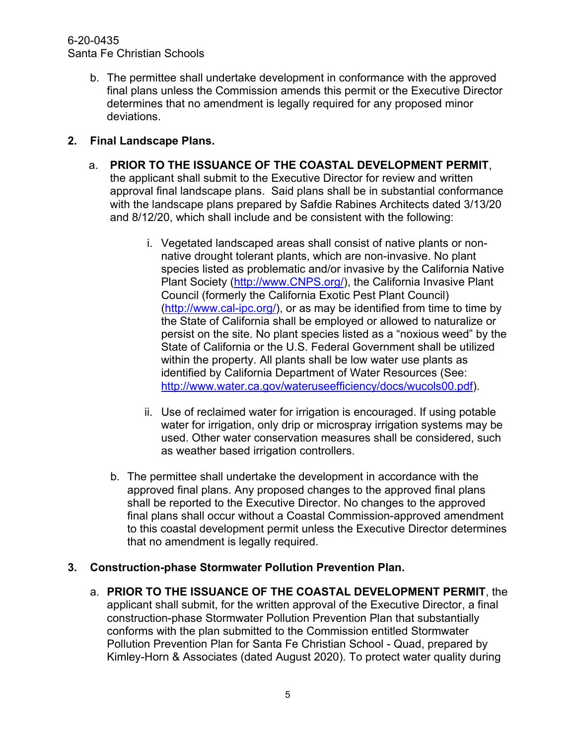b. The permittee shall undertake development in conformance with the approved final plans unless the Commission amends this permit or the Executive Director determines that no amendment is legally required for any proposed minor deviations.

**2. Final Landscape Plans.**

a. **PRIOR TO THE ISSUANCE OF THE COASTAL DEVELOPMENT PERMIT**, the applicant shall submit to the Executive Director for review and written approval final landscape plans. Said plans shall be in substantial conformance with the landscape plans prepared by Safdie Rabines Architects dated 3/13/20 and 8/12/20, which shall include and be consistent with the following:

i. Vegetated landscaped areas shall consist of native plants or non-native drought tolerant plants, which are non-invasive. No plant species listed as problematic and/or invasive by the California Native Plant Society (http://www.CNPS.org/), the California Invasive Plant Council (formerly the California Exotic Pest Plant Council) (http://www.cal-ipc.org/), or as may be identified from time to time by the State of California shall be employed or allowed to naturalize or persist on the site. No plant species listed as a "noxious weed" by the State of California or the U.S. Federal Government shall be utilized within the property. All plants shall be low water use plants as identified by California Department of Water Resources (See: http://www.water.ca.gov/wateruseefficiency/docs/wucols00.pdf).

ii. Use of reclaimed water for irrigation is encouraged. If using potable water for irrigation, only drip or microspray irrigation systems may be used. Other water conservation measures shall be considered, such as weather based irrigation controllers.

b. The permittee shall undertake the development in accordance with the approved final plans. Any proposed changes to the approved final plans shall be reported to the Executive Director. No changes to the approved final plans shall occur without a Coastal Commission-approved amendment to this coastal development permit unless the Executive Director determines that no amendment is legally required.

**3. Construction-phase Stormwater Pollution Prevention Plan.**

a. **PRIOR TO THE ISSUANCE OF THE COASTAL DEVELOPMENT PERMIT**, the applicant shall submit, for the written approval of the Executive Director, a final construction-phase Stormwater Pollution Prevention Plan that substantially conforms with the plan submitted to the Commission entitled Stormwater Pollution Prevention Plan for Santa Fe Christian School - Quad, prepared by Kimley-Horn & Associates (dated August 2020). To protect water quality during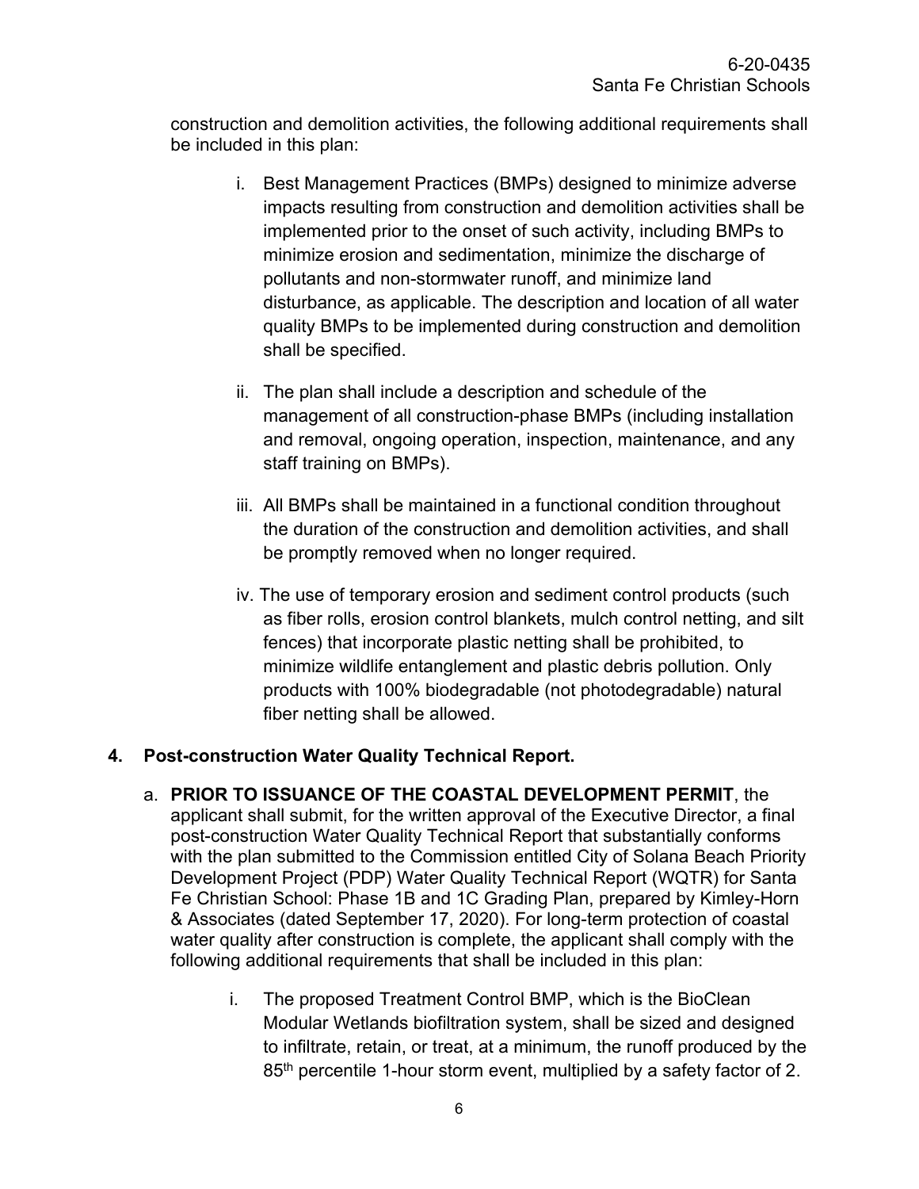construction and demolition activities, the following additional requirements shall be included in this plan:

i. Best Management Practices (BMPs) designed to minimize adverse impacts resulting from construction and demolition activities shall be implemented prior to the onset of such activity, including BMPs to minimize erosion and sedimentation, minimize the discharge of pollutants and non-stormwater runoff, and minimize land disturbance, as applicable. The description and location of all water quality BMPs to be implemented during construction and demolition shall be specified.

ii. The plan shall include a description and schedule of the management of all construction-phase BMPs (including installation and removal, ongoing operation, inspection, maintenance, and any staff training on BMPs).

iii. All BMPs shall be maintained in a functional condition throughout the duration of the construction and demolition activities, and shall be promptly removed when no longer required.

iv. The use of temporary erosion and sediment control products (such as fiber rolls, erosion control blankets, mulch control netting, and silt fences) that incorporate plastic netting shall be prohibited, to minimize wildlife entanglement and plastic debris pollution. Only products with 100% biodegradable (not photodegradable) natural fiber netting shall be allowed.

**4. Post-construction Water Quality Technical Report.**

a. **PRIOR TO ISSUANCE OF THE COASTAL DEVELOPMENT PERMIT**, the applicant shall submit, for the written approval of the Executive Director, a final post-construction Water Quality Technical Report that substantially conforms with the plan submitted to the Commission entitled City of Solana Beach Priority Development Project (PDP) Water Quality Technical Report (WQTR) for Santa Fe Christian School: Phase 1B and 1C Grading Plan, prepared by Kimley-Horn & Associates (dated September 17, 2020). For long-term protection of coastal water quality after construction is complete, the applicant shall comply with the following additional requirements that shall be included in this plan:

i. The proposed Treatment Control BMP, which is the BioClean Modular Wetlands biofiltration system, shall be sized and designed to infiltrate, retain, or treat, at a minimum, the runoff produced by the 85th percentile 1-hour storm event, multiplied by a safety factor of 2.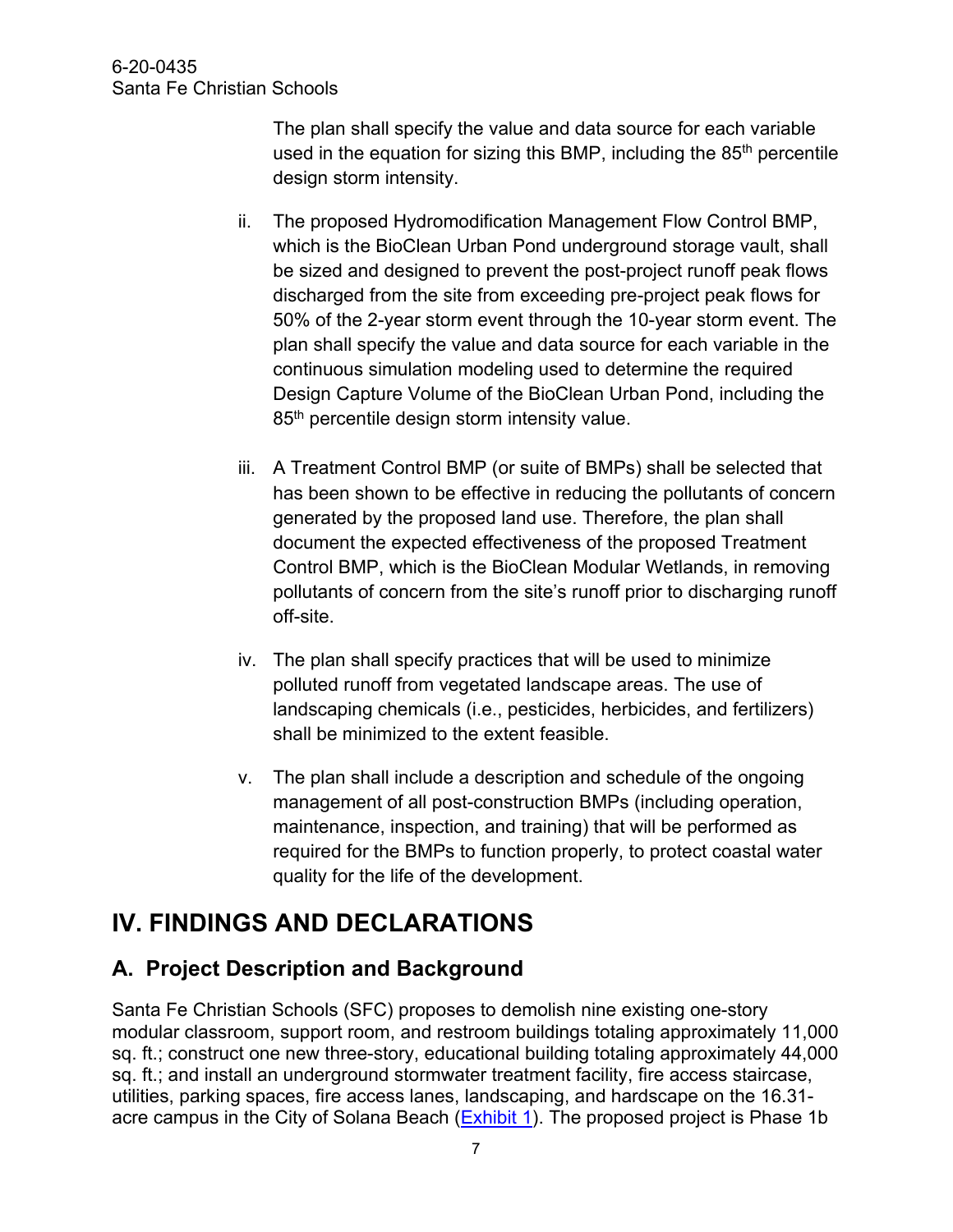The plan shall specify the value and data source for each variable used in the equation for sizing this BMP, including the 85th percentile design storm intensity.

ii. The proposed Hydromodification Management Flow Control BMP, which is the BioClean Urban Pond underground storage vault, shall be sized and designed to prevent the post-project runoff peak flows discharged from the site from exceeding pre-project peak flows for 50% of the 2-year storm event through the 10-year storm event. The plan shall specify the value and data source for each variable in the continuous simulation modeling used to determine the required Design Capture Volume of the BioClean Urban Pond, including the 85th percentile design storm intensity value.

iii. A Treatment Control BMP (or suite of BMPs) shall be selected that has been shown to be effective in reducing the pollutants of concern generated by the proposed land use. Therefore, the plan shall document the expected effectiveness of the proposed Treatment Control BMP, which is the BioClean Modular Wetlands, in removing pollutants of concern from the site's runoff prior to discharging runoff off-site.

iv. The plan shall specify practices that will be used to minimize polluted runoff from vegetated landscape areas. The use of landscaping chemicals (i.e., pesticides, herbicides, and fertilizers) shall be minimized to the extent feasible.

v. The plan shall include a description and schedule of the ongoing management of all post-construction BMPs (including operation, maintenance, inspection, and training) that will be performed as required for the BMPs to function properly, to protect coastal water quality for the life of the development.

# IV. FINDINGS AND DECLARATIONS

## A. Project Description and Background

Santa Fe Christian Schools (SFC) proposes to demolish nine existing one-story modular classroom, support room, and restroom buildings totaling approximately 11,000 sq. ft.; construct one new three-story, educational building totaling approximately 44,000 sq. ft.; and install an underground stormwater treatment facility, fire access staircase, utilities, parking spaces, fire access lanes, landscaping, and hardscape on the 16.31-acre campus in the City of Solana Beach (Exhibit 1). The proposed project is Phase 1b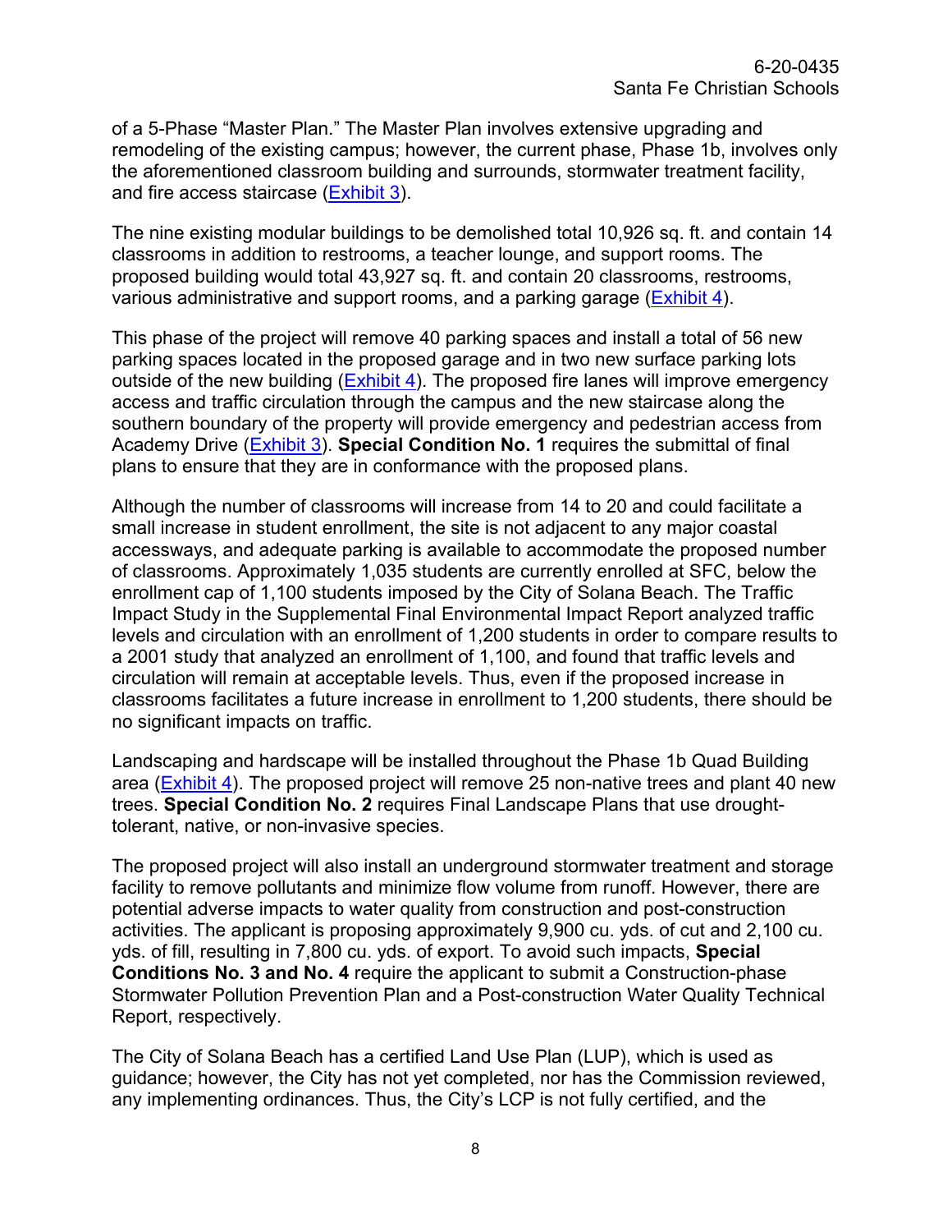of a 5-Phase "Master Plan." The Master Plan involves extensive upgrading and remodeling of the existing campus; however, the current phase, Phase 1b, involves only the aforementioned classroom building and surrounds, stormwater treatment facility, and fire access staircase (Exhibit 3).

The nine existing modular buildings to be demolished total 10,926 sq. ft. and contain 14 classrooms in addition to restrooms, a teacher lounge, and support rooms. The proposed building would total 43,927 sq. ft. and contain 20 classrooms, restrooms, various administrative and support rooms, and a parking garage (Exhibit 4).

This phase of the project will remove 40 parking spaces and install a total of 56 new parking spaces located in the proposed garage and in two new surface parking lots outside of the new building (Exhibit 4). The proposed fire lanes will improve emergency access and traffic circulation through the campus and the new staircase along the southern boundary of the property will provide emergency and pedestrian access from Academy Drive (Exhibit 3). **Special Condition No. 1** requires the submittal of final plans to ensure that they are in conformance with the proposed plans.

Although the number of classrooms will increase from 14 to 20 and could facilitate a small increase in student enrollment, the site is not adjacent to any major coastal accessways, and adequate parking is available to accommodate the proposed number of classrooms. Approximately 1,035 students are currently enrolled at SFC, below the enrollment cap of 1,100 students imposed by the City of Solana Beach. The Traffic Impact Study in the Supplemental Final Environmental Impact Report analyzed traffic levels and circulation with an enrollment of 1,200 students in order to compare results to a 2001 study that analyzed an enrollment of 1,100, and found that traffic levels and circulation will remain at acceptable levels. Thus, even if the proposed increase in classrooms facilitates a future increase in enrollment to 1,200 students, there should be no significant impacts on traffic.

Landscaping and hardscape will be installed throughout the Phase 1b Quad Building area (Exhibit 4). The proposed project will remove 25 non-native trees and plant 40 new trees. **Special Condition No. 2** requires Final Landscape Plans that use drought-tolerant, native, or non-invasive species.

The proposed project will also install an underground stormwater treatment and storage facility to remove pollutants and minimize flow volume from runoff. However, there are potential adverse impacts to water quality from construction and post-construction activities. The applicant is proposing approximately 9,900 cu. yds. of cut and 2,100 cu. yds. of fill, resulting in 7,800 cu. yds. of export. To avoid such impacts, **Special Conditions No. 3 and No. 4** require the applicant to submit a Construction-phase Stormwater Pollution Prevention Plan and a Post-construction Water Quality Technical Report, respectively.

The City of Solana Beach has a certified Land Use Plan (LUP), which is used as guidance; however, the City has not yet completed, nor has the Commission reviewed, any implementing ordinances. Thus, the City's LCP is not fully certified, and the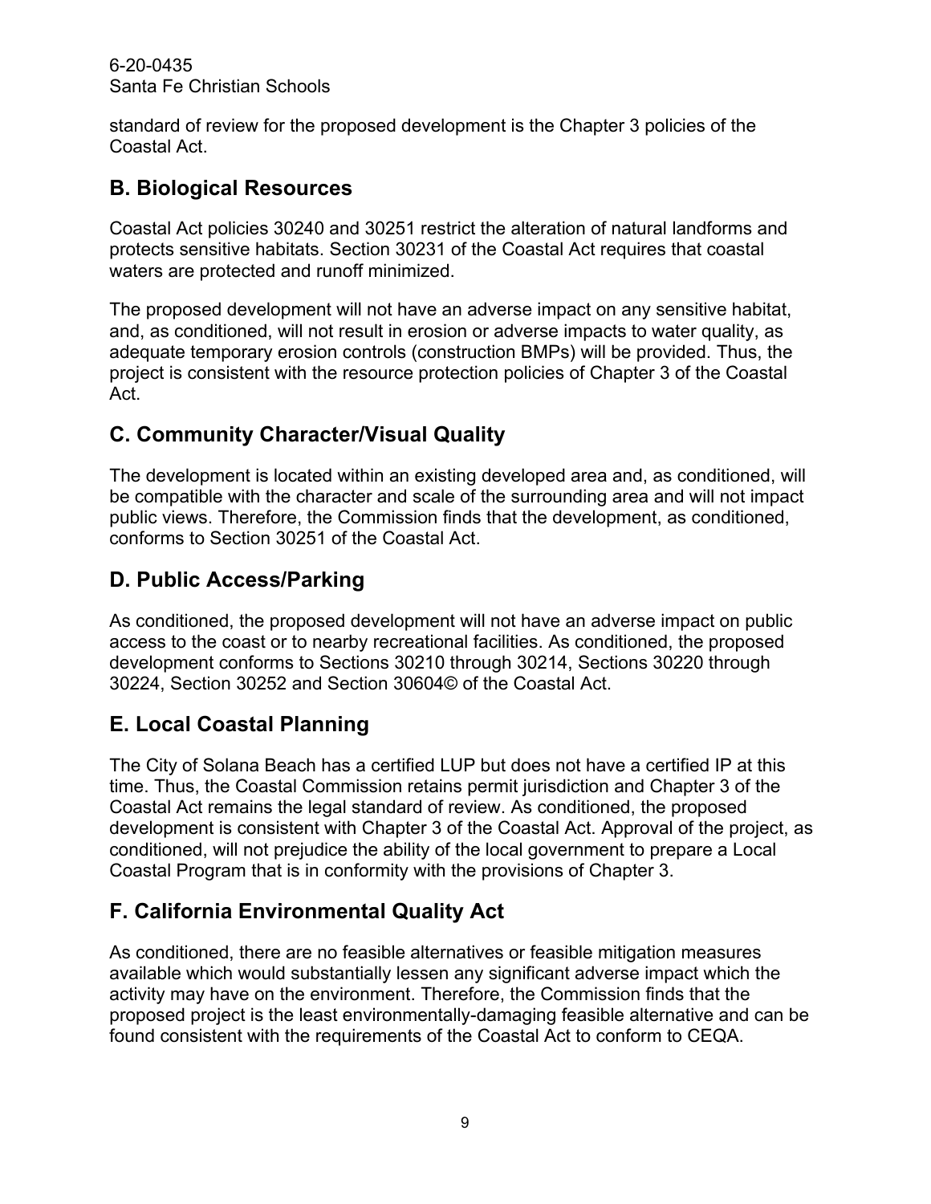standard of review for the proposed development is the Chapter 3 policies of the Coastal Act.

## B. Biological Resources

Coastal Act policies 30240 and 30251 restrict the alteration of natural landforms and protects sensitive habitats. Section 30231 of the Coastal Act requires that coastal waters are protected and runoff minimized.

The proposed development will not have an adverse impact on any sensitive habitat, and, as conditioned, will not result in erosion or adverse impacts to water quality, as adequate temporary erosion controls (construction BMPs) will be provided. Thus, the project is consistent with the resource protection policies of Chapter 3 of the Coastal Act.

## C. Community Character/Visual Quality

The development is located within an existing developed area and, as conditioned, will be compatible with the character and scale of the surrounding area and will not impact public views. Therefore, the Commission finds that the development, as conditioned, conforms to Section 30251 of the Coastal Act.

## D. Public Access/Parking

As conditioned, the proposed development will not have an adverse impact on public access to the coast or to nearby recreational facilities. As conditioned, the proposed development conforms to Sections 30210 through 30214, Sections 30220 through 30224, Section 30252 and Section 30604© of the Coastal Act.

## E. Local Coastal Planning

The City of Solana Beach has a certified LUP but does not have a certified IP at this time. Thus, the Coastal Commission retains permit jurisdiction and Chapter 3 of the Coastal Act remains the legal standard of review. As conditioned, the proposed development is consistent with Chapter 3 of the Coastal Act. Approval of the project, as conditioned, will not prejudice the ability of the local government to prepare a Local Coastal Program that is in conformity with the provisions of Chapter 3.

## F. California Environmental Quality Act

As conditioned, there are no feasible alternatives or feasible mitigation measures available which would substantially lessen any significant adverse impact which the activity may have on the environment. Therefore, the Commission finds that the proposed project is the least environmentally-damaging feasible alternative and can be found consistent with the requirements of the Coastal Act to conform to CEQA.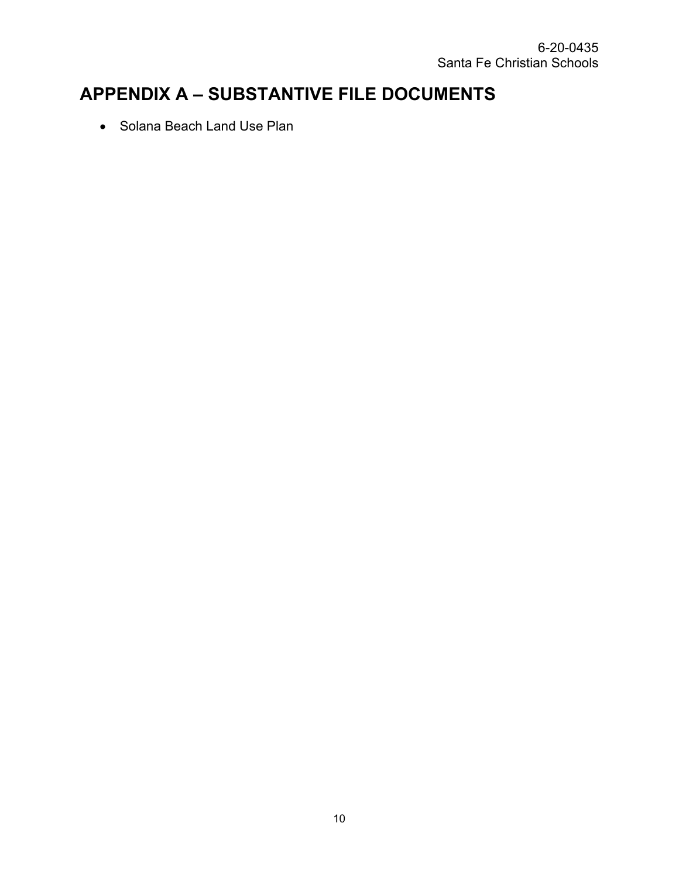# APPENDIX A – SUBSTANTIVE FILE DOCUMENTS

- Solana Beach Land Use Plan